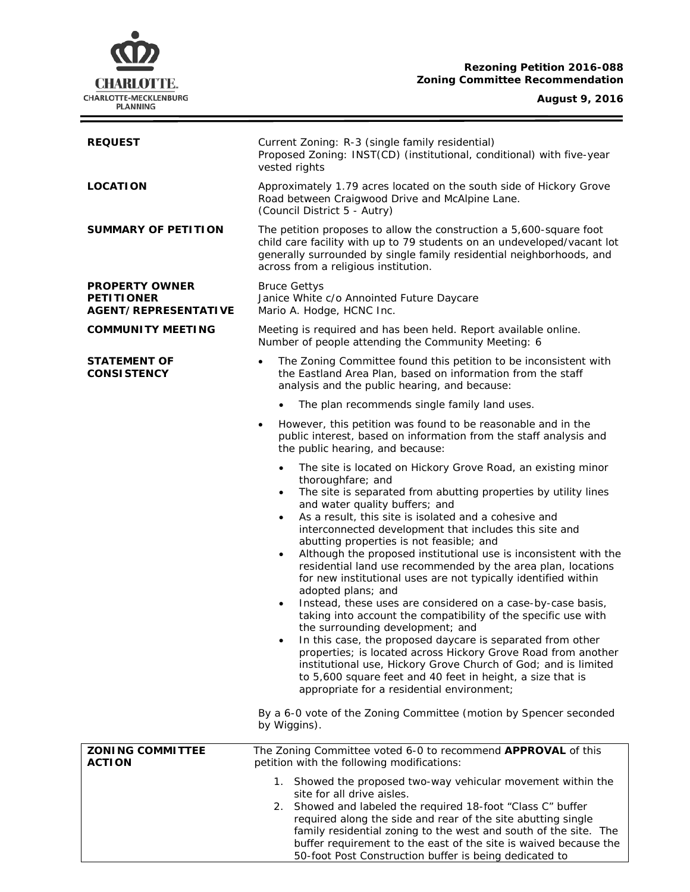CHARLOTTE.
CHARLOTTE-MECKLENBURG PLANNING

**Rezoning Petition 2016-088**
**Zoning Committee Recommendation**

**August 9, 2016**

---

**REQUEST**

Current Zoning: R-3 (single family residential)
Proposed Zoning: INST(CD) (institutional, conditional) with five-year vested rights

**LOCATION**

Approximately 1.79 acres located on the south side of Hickory Grove Road between Craigwood Drive and McAlpine Lane.
(Council District 5 - Autry)

**SUMMARY OF PETITION**

The petition proposes to allow the construction a 5,600-square foot child care facility with up to 79 students on an undeveloped/vacant lot generally surrounded by single family residential neighborhoods, and across from a religious institution.

**PROPERTY OWNER**
**PETITIONER**
**AGENT/REPRESENTATIVE**

Bruce Gettys
Janice White c/o Annointed Future Daycare
Mario A. Hodge, HCNC Inc.

**COMMUNITY MEETING**

Meeting is required and has been held. Report available online.
Number of people attending the Community Meeting: 6

**STATEMENT OF CONSISTENCY**

- The Zoning Committee found this petition to be inconsistent with the Eastland Area Plan, based on information from the staff analysis and the public hearing, and because:
  - The plan recommends single family land uses.
- However, this petition was found to be reasonable and in the public interest, based on information from the staff analysis and the public hearing, and because:
  - The site is located on Hickory Grove Road, an existing minor thoroughfare; and
  - The site is separated from abutting properties by utility lines and water quality buffers; and
  - As a result, this site is isolated and a cohesive and interconnected development that includes this site and abutting properties is not feasible; and
  - Although the proposed institutional use is inconsistent with the residential land use recommended by the area plan, locations for new institutional uses are not typically identified within adopted plans; and
  - Instead, these uses are considered on a case-by-case basis, taking into account the compatibility of the specific use with the surrounding development; and
  - In this case, the proposed daycare is separated from other properties; is located across Hickory Grove Road from another institutional use, Hickory Grove Church of God; and is limited to 5,600 square feet and 40 feet in height, a size that is appropriate for a residential environment;

By a 6-0 vote of the Zoning Committee (motion by Spencer seconded by Wiggins).

**ZONING COMMITTEE ACTION**

The Zoning Committee voted 6-0 to recommend **APPROVAL** of this petition with the following modifications:

1. Showed the proposed two-way vehicular movement within the site for all drive aisles.
2. Showed and labeled the required 18-foot "Class C" buffer required along the side and rear of the site abutting single family residential zoning to the west and south of the site. The buffer requirement to the east of the site is waived because the 50-foot Post Construction buffer is being dedicated to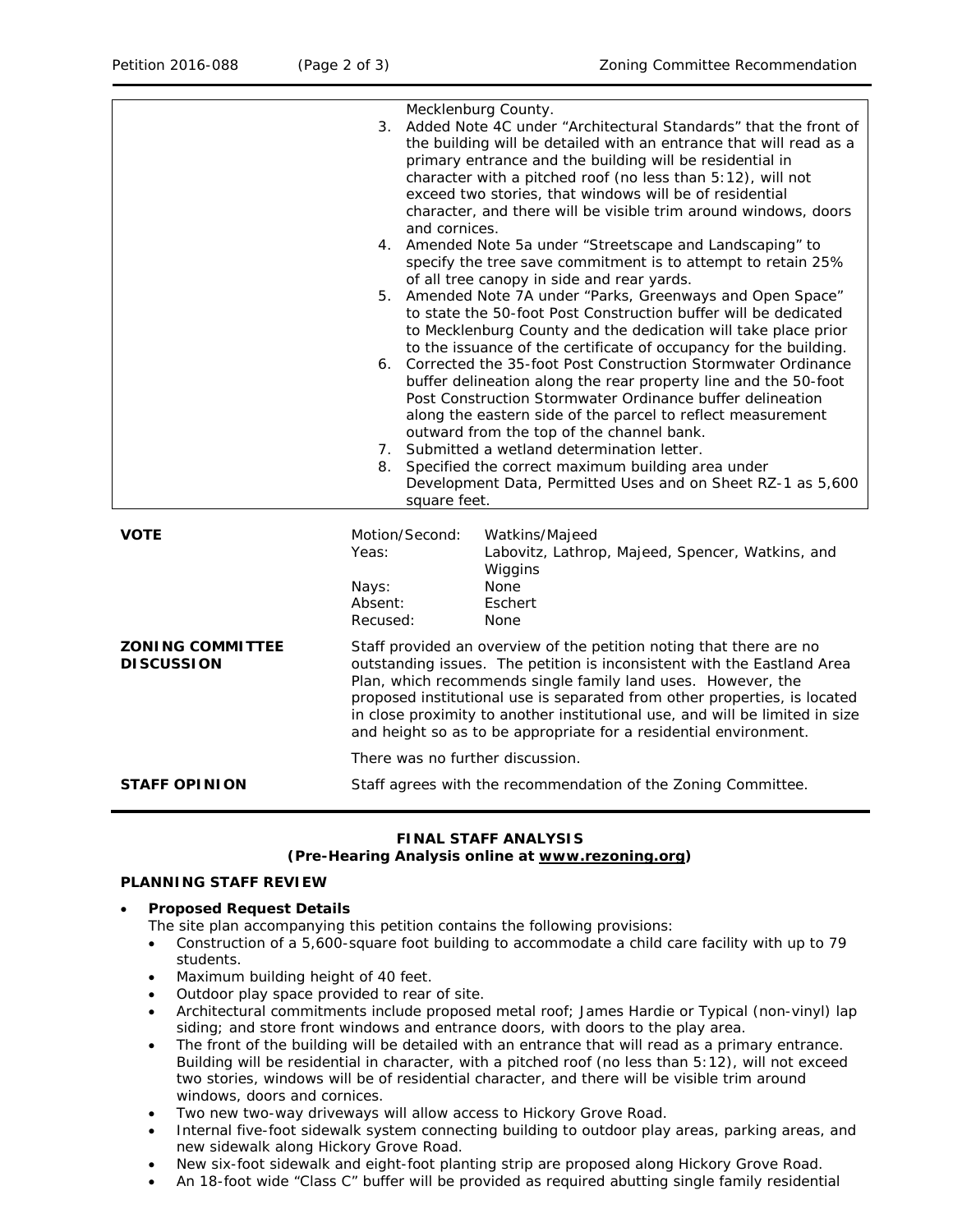| | |
|---|---|
| | Mecklenburg County.<br>3. Added Note 4C under "Architectural Standards" that the front of the building will be detailed with an entrance that will read as a primary entrance and the building will be residential in character with a pitched roof (no less than 5:12), will not exceed two stories, that windows will be of residential character, and there will be visible trim around windows, doors and cornices.<br>4. Amended Note 5a under "Streetscape and Landscaping" to specify the tree save commitment is to attempt to retain 25% of all tree canopy in side and rear yards.<br>5. Amended Note 7A under "Parks, Greenways and Open Space" to state the 50-foot Post Construction buffer will be dedicated to Mecklenburg County and the dedication will take place prior to the issuance of the certificate of occupancy for the building.<br>6. Corrected the 35-foot Post Construction Stormwater Ordinance buffer delineation along the rear property line and the 50-foot Post Construction Stormwater Ordinance buffer delineation along the eastern side of the parcel to reflect measurement outward from the top of the channel bank.<br>7. Submitted a wetland determination letter.<br>8. Specified the correct maximum building area under Development Data, Permitted Uses and on Sheet RZ-1 as 5,600 square feet. |

| | | |
|---|---|---|
| **VOTE** | Motion/Second: | Watkins/Majeed |
| | Yeas: | Labovitz, Lathrop, Majeed, Spencer, Watkins, and Wiggins |
| | Nays: | None |
| | Absent: | Eschert |
| | Recused: | None |

**ZONING COMMITTEE DISCUSSION**

Staff provided an overview of the petition noting that there are no outstanding issues. The petition is inconsistent with the Eastland Area Plan, which recommends single family land uses. However, the proposed institutional use is separated from other properties, is located in close proximity to another institutional use, and will be limited in size and height so as to be appropriate for a residential environment.

There was no further discussion.

**STAFF OPINION**

Staff agrees with the recommendation of the Zoning Committee.

## FINAL STAFF ANALYSIS
### (Pre-Hearing Analysis online at www.rezoning.org)

**PLANNING STAFF REVIEW**

- ***Proposed Request Details***
  The site plan accompanying this petition contains the following provisions:
  - Construction of a 5,600-square foot building to accommodate a child care facility with up to 79 students.
  - Maximum building height of 40 feet.
  - Outdoor play space provided to rear of site.
  - Architectural commitments include proposed metal roof; James Hardie or Typical (non-vinyl) lap siding; and store front windows and entrance doors, with doors to the play area.
  - The front of the building will be detailed with an entrance that will read as a primary entrance. Building will be residential in character, with a pitched roof (no less than 5:12), will not exceed two stories, windows will be of residential character, and there will be visible trim around windows, doors and cornices.
  - Two new two-way driveways will allow access to Hickory Grove Road.
  - Internal five-foot sidewalk system connecting building to outdoor play areas, parking areas, and new sidewalk along Hickory Grove Road.
  - New six-foot sidewalk and eight-foot planting strip are proposed along Hickory Grove Road.
  - An 18-foot wide "Class C" buffer will be provided as required abutting single family residential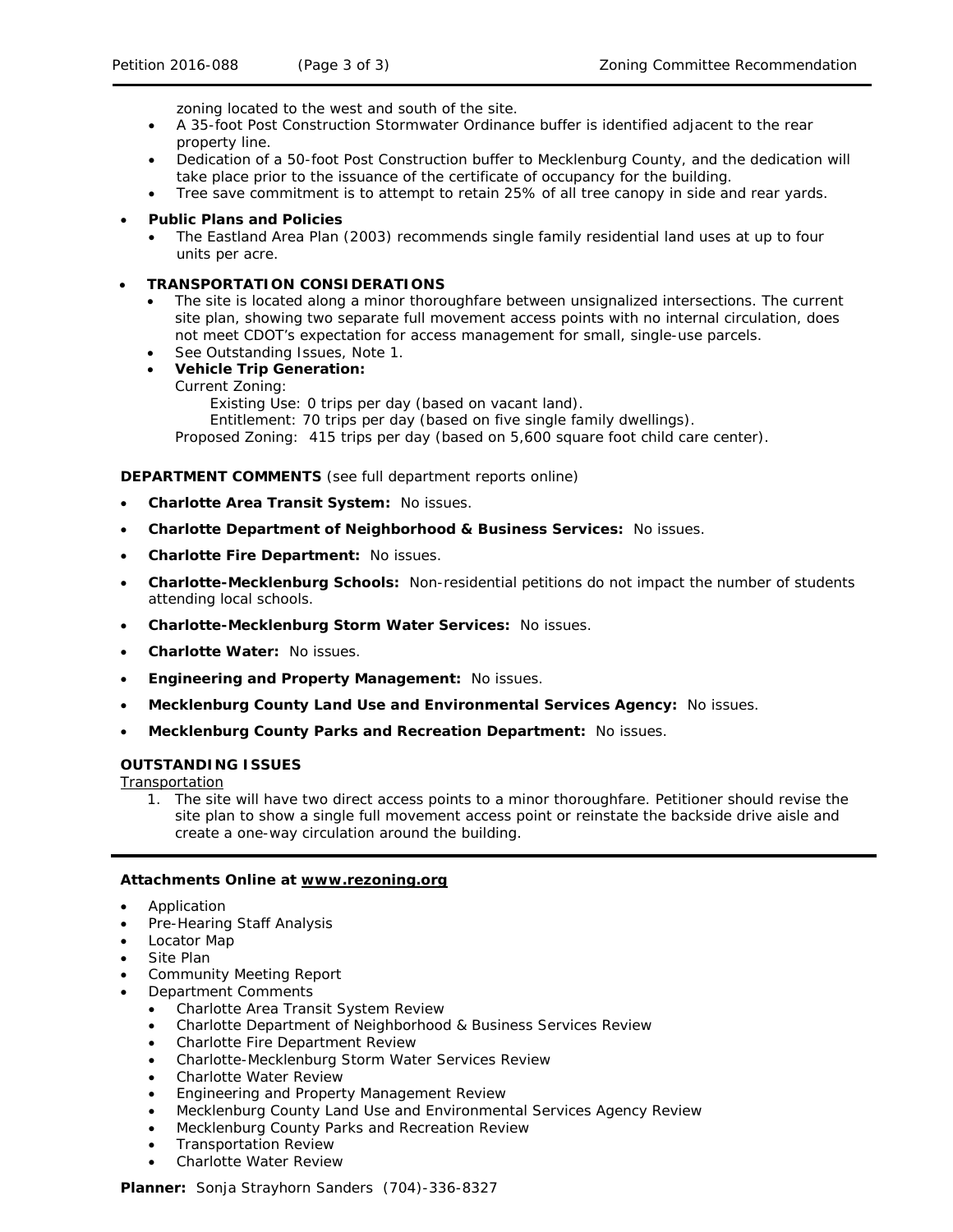zoning located to the west and south of the site.
    - A 35-foot Post Construction Stormwater Ordinance buffer is identified adjacent to the rear property line.
    - Dedication of a 50-foot Post Construction buffer to Mecklenburg County, and the dedication will take place prior to the issuance of the certificate of occupancy for the building.
    - Tree save commitment is to attempt to retain 25% of all tree canopy in side and rear yards.

- **Public Plans and Policies**
    - The Eastland Area Plan (2003) recommends single family residential land uses at up to four units per acre.

- **TRANSPORTATION CONSIDERATIONS**
    - The site is located along a minor thoroughfare between unsignalized intersections. The current site plan, showing two separate full movement access points with no internal circulation, does not meet CDOT's expectation for access management for small, single-use parcels.
    - See Outstanding Issues, Note 1.
    - **Vehicle Trip Generation:**

      Current Zoning:

      Existing Use: 0 trips per day (based on vacant land).

      Entitlement: 70 trips per day (based on five single family dwellings).

      Proposed Zoning: 415 trips per day (based on 5,600 square foot child care center).

**DEPARTMENT COMMENTS** (see full department reports online)

- **Charlotte Area Transit System:** No issues.
- **Charlotte Department of Neighborhood & Business Services:** No issues.
- **Charlotte Fire Department:** No issues.
- **Charlotte-Mecklenburg Schools:** Non-residential petitions do not impact the number of students attending local schools.
- **Charlotte-Mecklenburg Storm Water Services:** No issues.
- **Charlotte Water:** No issues.
- **Engineering and Property Management:** No issues.
- **Mecklenburg County Land Use and Environmental Services Agency:** No issues.
- **Mecklenburg County Parks and Recreation Department:** No issues.

**OUTSTANDING ISSUES**

Transportation

1. The site will have two direct access points to a minor thoroughfare. Petitioner should revise the site plan to show a single full movement access point or reinstate the backside drive aisle and create a one-way circulation around the building.

---

**Attachments Online at www.rezoning.org**

- Application
- Pre-Hearing Staff Analysis
- Locator Map
- Site Plan
- Community Meeting Report
- Department Comments
    - Charlotte Area Transit System Review
    - Charlotte Department of Neighborhood & Business Services Review
    - Charlotte Fire Department Review
    - Charlotte-Mecklenburg Storm Water Services Review
    - Charlotte Water Review
    - Engineering and Property Management Review
    - Mecklenburg County Land Use and Environmental Services Agency Review
    - Mecklenburg County Parks and Recreation Review
    - Transportation Review
    - Charlotte Water Review

**Planner:** Sonja Strayhorn Sanders (704)-336-8327